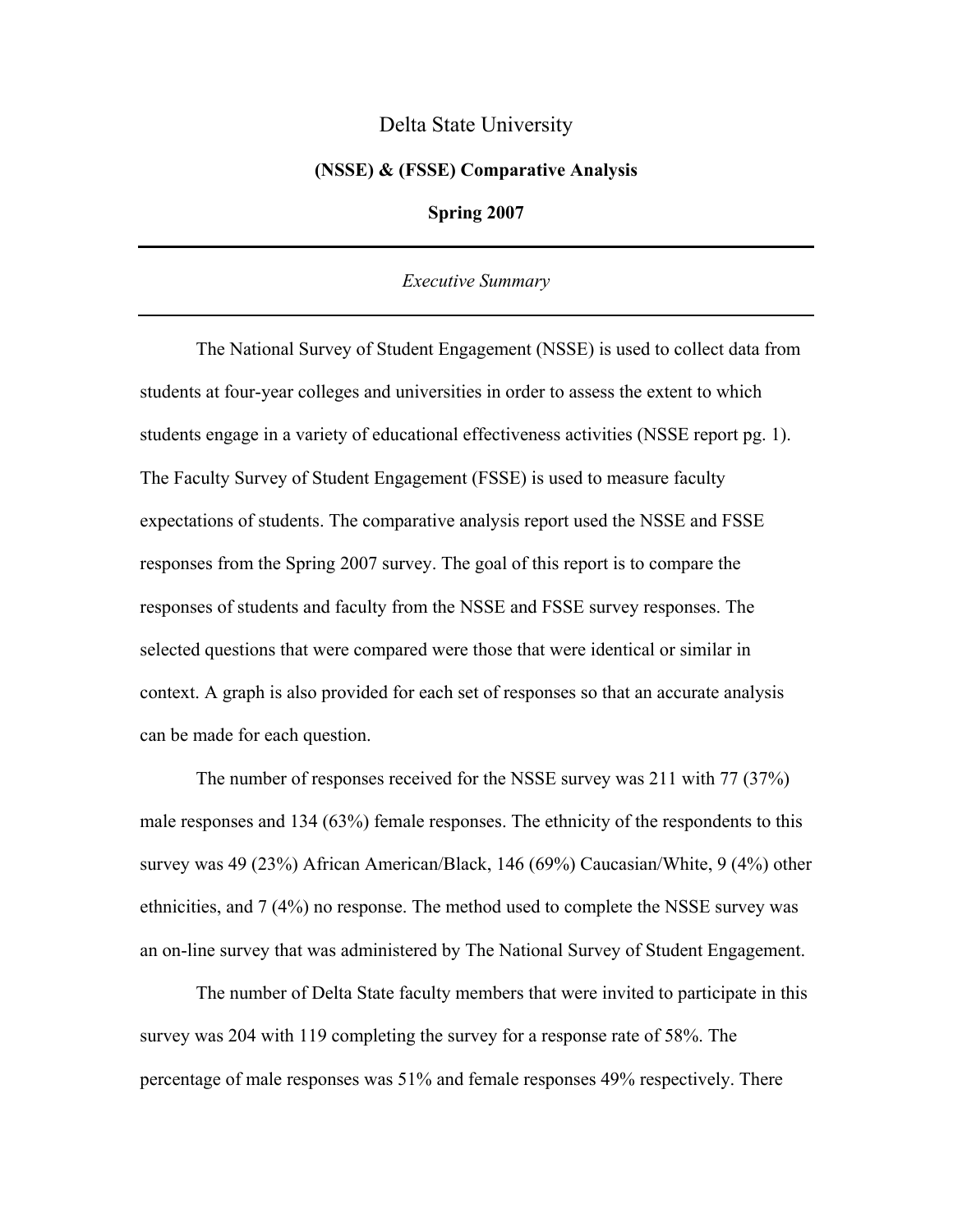# Delta State University

## (NSSE) & (FSSE) Comparative Analysis

## Spring 2007

---

*Executive Summary*

---

The National Survey of Student Engagement (NSSE) is used to collect data from students at four-year colleges and universities in order to assess the extent to which students engage in a variety of educational effectiveness activities (NSSE report pg. 1). The Faculty Survey of Student Engagement (FSSE) is used to measure faculty expectations of students. The comparative analysis report used the NSSE and FSSE responses from the Spring 2007 survey. The goal of this report is to compare the responses of students and faculty from the NSSE and FSSE survey responses. The selected questions that were compared were those that were identical or similar in context. A graph is also provided for each set of responses so that an accurate analysis can be made for each question.

The number of responses received for the NSSE survey was 211 with 77 (37%) male responses and 134 (63%) female responses. The ethnicity of the respondents to this survey was 49 (23%) African American/Black, 146 (69%) Caucasian/White, 9 (4%) other ethnicities, and 7 (4%) no response. The method used to complete the NSSE survey was an on-line survey that was administered by The National Survey of Student Engagement.

The number of Delta State faculty members that were invited to participate in this survey was 204 with 119 completing the survey for a response rate of 58%. The percentage of male responses was 51% and female responses 49% respectively. There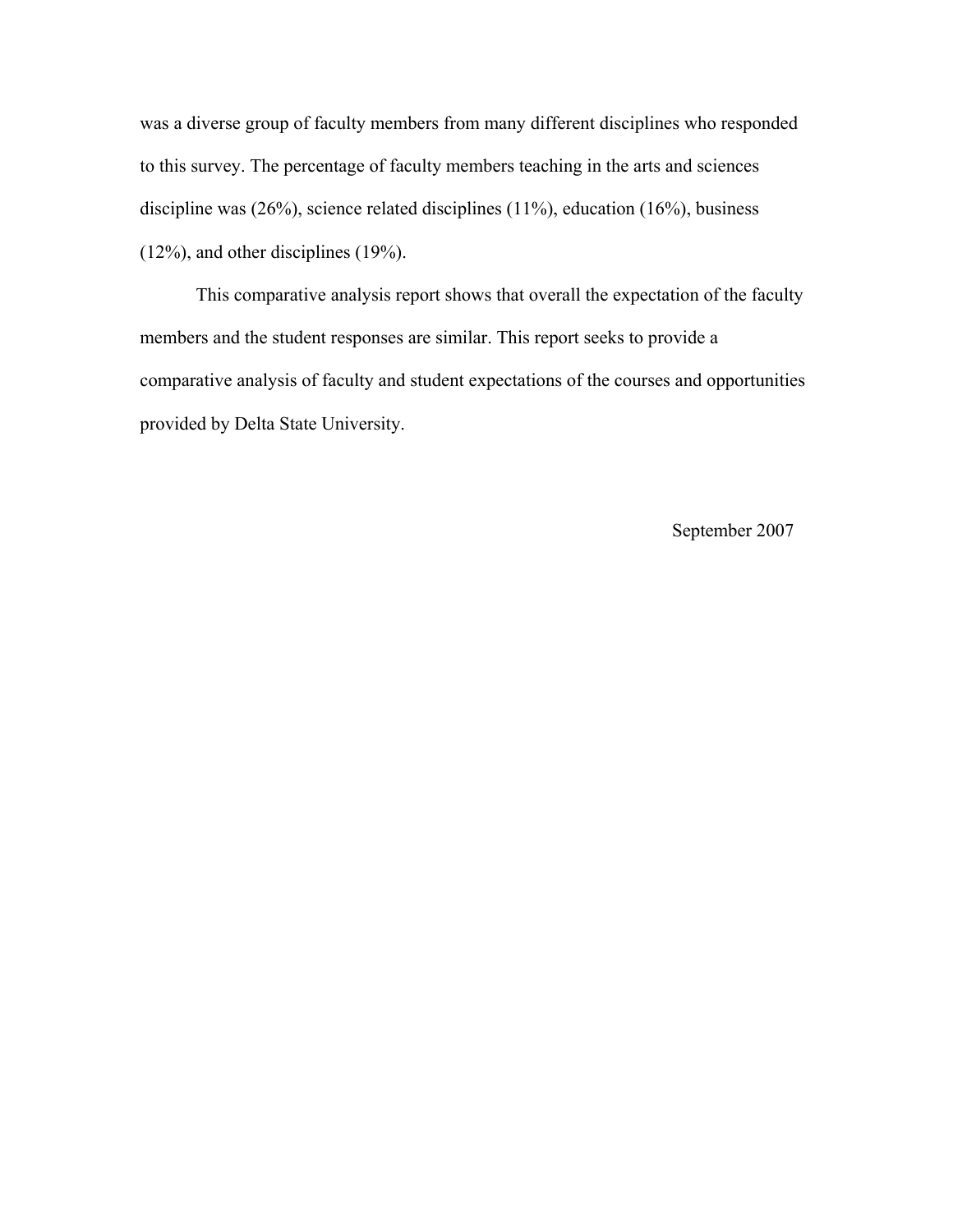was a diverse group of faculty members from many different disciplines who responded to this survey. The percentage of faculty members teaching in the arts and sciences discipline was (26%), science related disciplines (11%), education (16%), business (12%), and other disciplines (19%).

This comparative analysis report shows that overall the expectation of the faculty members and the student responses are similar. This report seeks to provide a comparative analysis of faculty and student expectations of the courses and opportunities provided by Delta State University.

September 2007